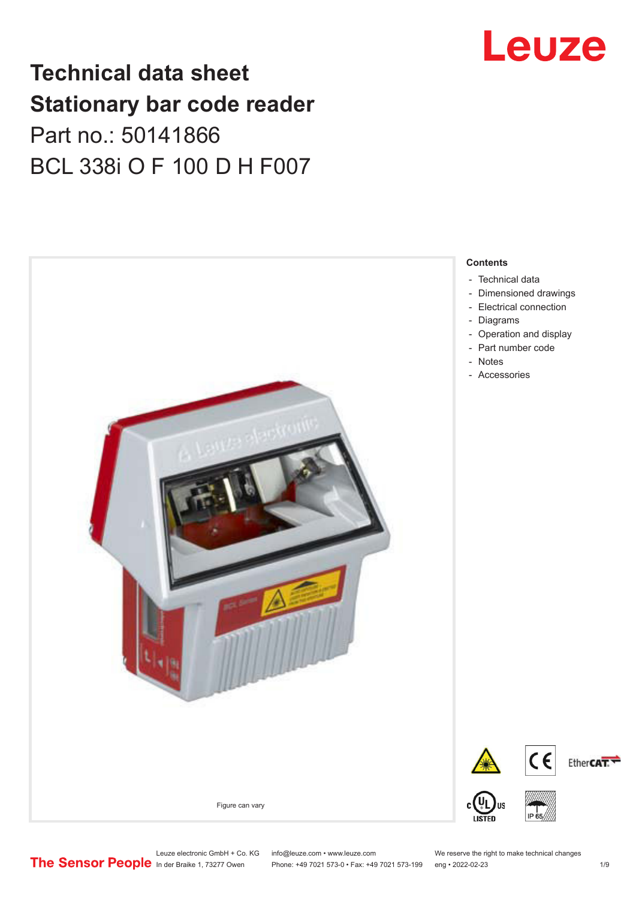# Technical data sheet
# Stationary bar code reader

Part no.: 50141866

BCL 338i O F 100 D H F007

Figure can vary

**Contents**

- Technical data
- Dimensioned drawings
- Electrical connection
- Diagrams
- Operation and display
- Part number code
- Notes
- Accessories

Leuze electronic GmbH + Co. KG
In der Braike 1, 73277 Owen

info@leuze.com • www.leuze.com
Phone: +49 7021 573-0 • Fax: +49 7021 573-199

We reserve the right to make technical changes
eng • 2022-02-23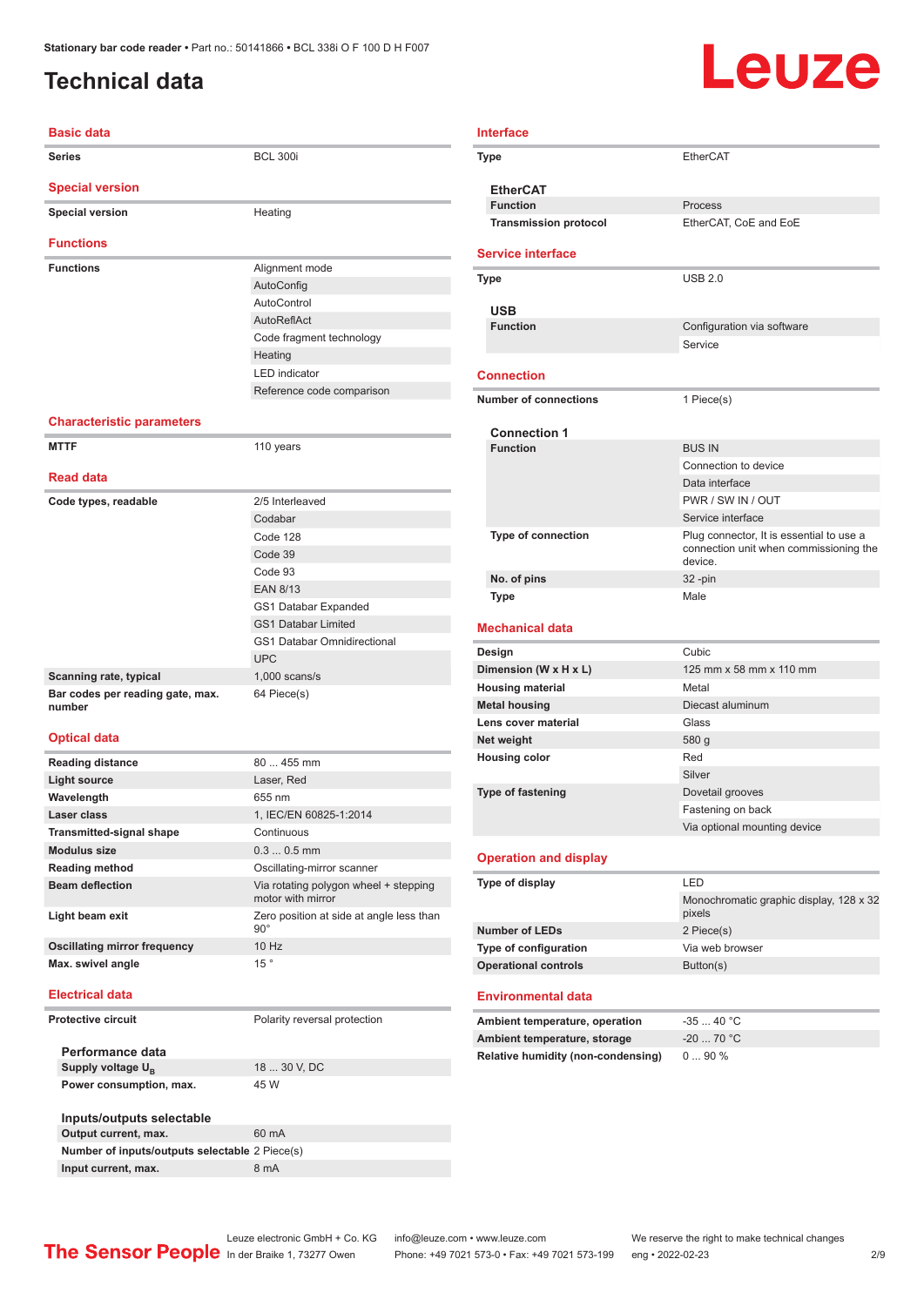# Technical data

## Basic data

| | |
|---|---|
| Series | BCL 300i |

## Special version

| | |
|---|---|
| Special version | Heating |

## Functions

| | |
|---|---|
| Functions | Alignment mode |
| | AutoConfig |
| | AutoControl |
| | AutoReflAct |
| | Code fragment technology |
| | Heating |
| | LED indicator |
| | Reference code comparison |

## Characteristic parameters

| | |
|---|---|
| MTTF | 110 years |

## Read data

| | |
|---|---|
| Code types, readable | 2/5 Interleaved |
| | Codabar |
| | Code 128 |
| | Code 39 |
| | Code 93 |
| | EAN 8/13 |
| | GS1 Databar Expanded |
| | GS1 Databar Limited |
| | GS1 Databar Omnidirectional |
| | UPC |
| Scanning rate, typical | 1,000 scans/s |
| Bar codes per reading gate, max. number | 64 Piece(s) |

## Optical data

| | |
|---|---|
| Reading distance | 80 ... 455 mm |
| Light source | Laser, Red |
| Wavelength | 655 nm |
| Laser class | 1, IEC/EN 60825-1:2014 |
| Transmitted-signal shape | Continuous |
| Modulus size | 0.3 ... 0.5 mm |
| Reading method | Oscillating-mirror scanner |
| Beam deflection | Via rotating polygon wheel + stepping motor with mirror |
| Light beam exit | Zero position at side at angle less than 90° |
| Oscillating mirror frequency | 10 Hz |
| Max. swivel angle | 15 ° |

## Electrical data

| | |
|---|---|
| Protective circuit | Polarity reversal protection |

### Performance data

| | |
|---|---|
| Supply voltage $U_B$ | 18 ... 30 V, DC |
| Power consumption, max. | 45 W |

### Inputs/outputs selectable

| | |
|---|---|
| Output current, max. | 60 mA |
| Number of inputs/outputs selectable | 2 Piece(s) |
| Input current, max. | 8 mA |

## Interface

| | |
|---|---|
| Type | EtherCAT |

### EtherCAT

| | |
|---|---|
| Function | Process |
| Transmission protocol | EtherCAT, CoE and EoE |

## Service interface

| | |
|---|---|
| Type | USB 2.0 |

### USB

| | |
|---|---|
| Function | Configuration via software |
| | Service |

## Connection

| | |
|---|---|
| Number of connections | 1 Piece(s) |

### Connection 1

| | |
|---|---|
| Function | BUS IN |
| | Connection to device |
| | Data interface |
| | PWR / SW IN / OUT |
| | Service interface |
| Type of connection | Plug connector, It is essential to use a connection unit when commissioning the device. |
| No. of pins | 32 -pin |
| Type | Male |

## Mechanical data

| | |
|---|---|
| Design | Cubic |
| Dimension (W x H x L) | 125 mm x 58 mm x 110 mm |
| Housing material | Metal |
| Metal housing | Diecast aluminum |
| Lens cover material | Glass |
| Net weight | 580 g |
| Housing color | Red |
| | Silver |
| Type of fastening | Dovetail grooves |
| | Fastening on back |
| | Via optional mounting device |

## Operation and display

| | |
|---|---|
| Type of display | LED |
| | Monochromatic graphic display, 128 x 32 pixels |
| Number of LEDs | 2 Piece(s) |
| Type of configuration | Via web browser |
| Operational controls | Button(s) |

## Environmental data

| | |
|---|---|
| Ambient temperature, operation | -35 ... 40 °C |
| Ambient temperature, storage | -20 ... 70 °C |
| Relative humidity (non-condensing) | 0 ... 90 % |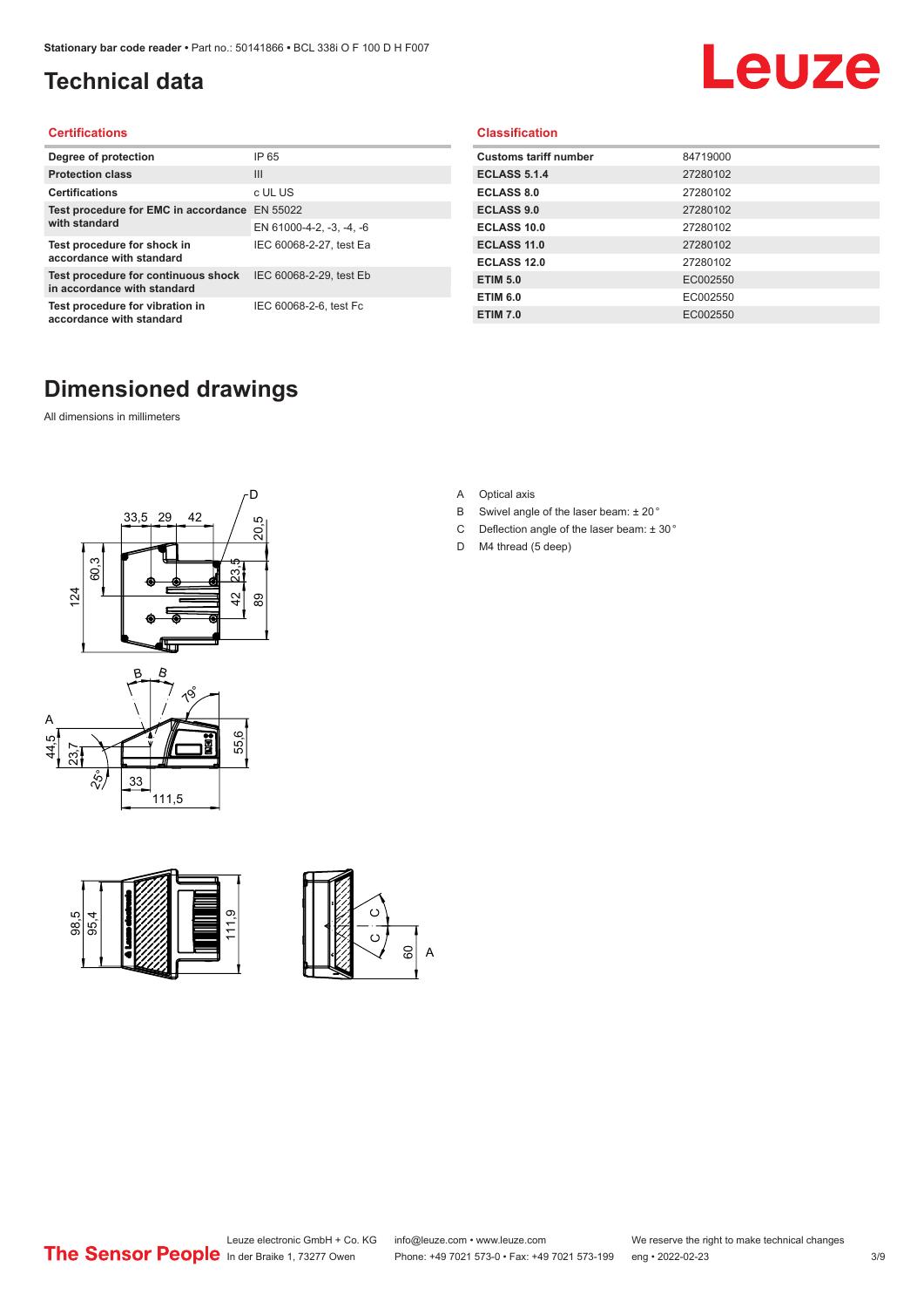# Technical data

## Certifications

| | |
|---|---|
| Degree of protection | IP 65 |
| Protection class | III |
| Certifications | c UL US |
| Test procedure for EMC in accordance with standard | EN 55022 |
| | EN 61000-4-2, -3, -4, -6 |
| Test procedure for shock in accordance with standard | IEC 60068-2-27, test Ea |
| Test procedure for continuous shock in accordance with standard | IEC 60068-2-29, test Eb |
| Test procedure for vibration in accordance with standard | IEC 60068-2-6, test Fc |

## Classification

| | |
|---|---|
| Customs tariff number | 84719000 |
| ECLASS 5.1.4 | 27280102 |
| ECLASS 8.0 | 27280102 |
| ECLASS 9.0 | 27280102 |
| ECLASS 10.0 | 27280102 |
| ECLASS 11.0 | 27280102 |
| ECLASS 12.0 | 27280102 |
| ETIM 5.0 | EC002550 |
| ETIM 6.0 | EC002550 |
| ETIM 7.0 | EC002550 |

# Dimensioned drawings

All dimensions in millimeters

33,5 29 42
D
20,5
60,3
124
23,5
42
89
B B
79°
A
44,5
23,7
55,6
25°
33
111,5
98,5
95,4
111,9
C
C
60
A

- A Optical axis
- B Swivel angle of the laser beam: ± 20 °
- C Deflection angle of the laser beam: ± 30 °
- D M4 thread (5 deep)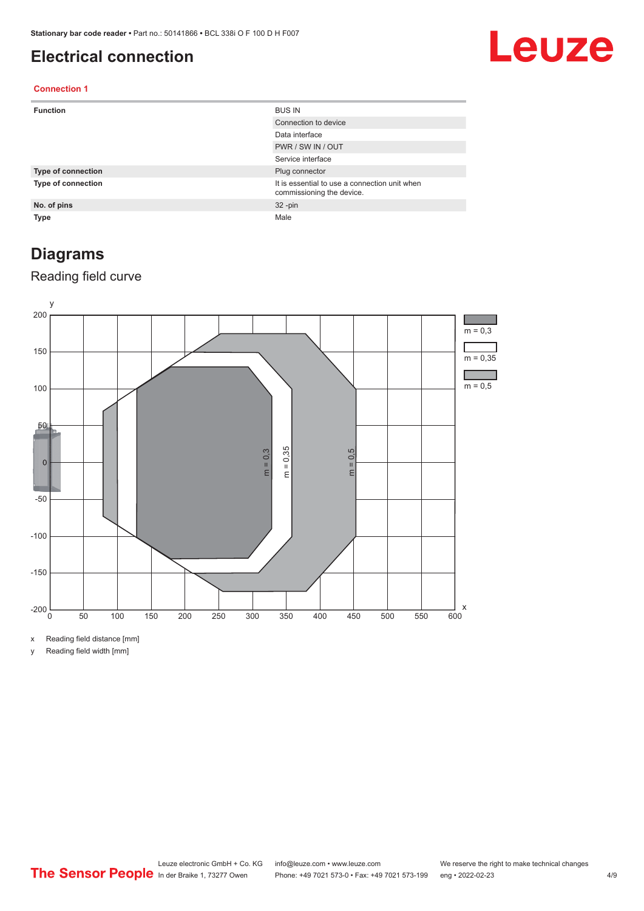# Electrical connection

## Connection 1

| | |
|---|---|
| **Function** | BUS IN |
| | Connection to device |
| | Data interface |
| | PWR / SW IN / OUT |
| | Service interface |
| **Type of connection** | Plug connector |
| **Type of connection** | It is essential to use a connection unit when commissioning the device. |
| **No. of pins** | 32 -pin |
| **Type** | Male |

# Diagrams

## Reading field curve

y

200
150
100
50
0
-50
-100
-150
-200

0 50 100 150 200 250 300 350 400 450 500 550 600

x

m = 0,3
m = 0,35
m = 0,5

m = 0,3
m = 0,35
m = 0,5

x Reading field distance [mm]

y Reading field width [mm]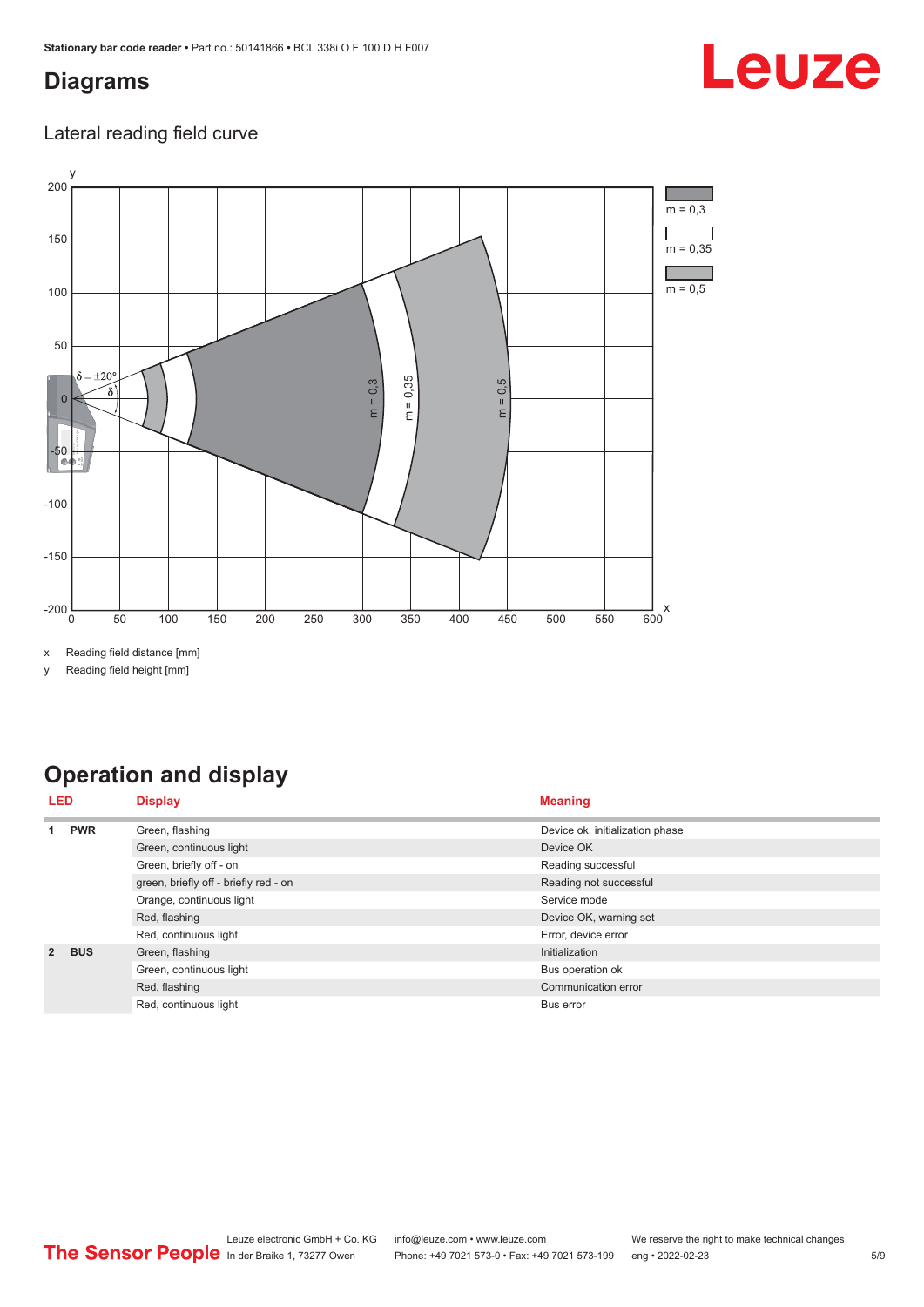# Diagrams

## Lateral reading field curve

y

200
150
100
50
0
-50
-100
-150
-200

0 50 100 150 200 250 300 350 400 450 500 550 600 x

δ = ±20°

δ

m = 0,3

m = 0,35

m = 0,5

x Reading field distance [mm]

y Reading field height [mm]

# Operation and display

| LED | | Display | Meaning |
|---|---|---|---|
| 1 | PWR | Green, flashing | Device ok, initialization phase |
| | | Green, continuous light | Device OK |
| | | Green, briefly off - on | Reading successful |
| | | green, briefly off - briefly red - on | Reading not successful |
| | | Orange, continuous light | Service mode |
| | | Red, flashing | Device OK, warning set |
| | | Red, continuous light | Error, device error |
| 2 | BUS | Green, flashing | Initialization |
| | | Green, continuous light | Bus operation ok |
| | | Red, flashing | Communication error |
| | | Red, continuous light | Bus error |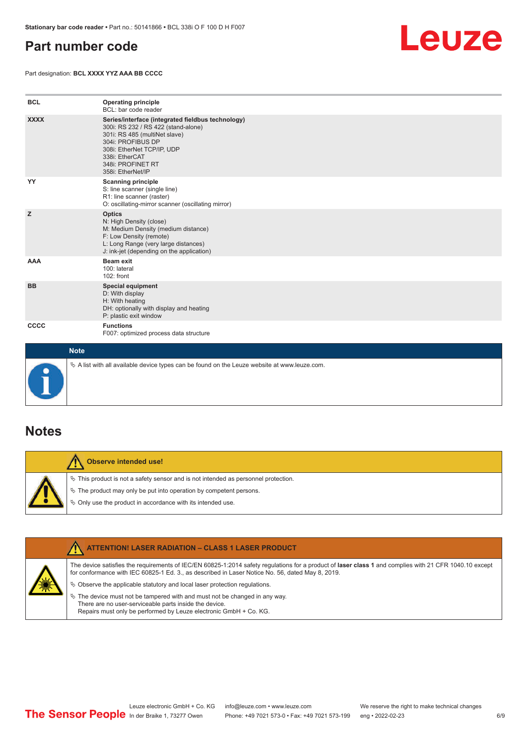## Part number code

Part designation: **BCL XXXX YYZ AAA BB CCCC**

| | |
|---|---|
| **BCL** | **Operating principle**<br>BCL: bar code reader |
| **XXXX** | **Series/interface (integrated fieldbus technology)**<br>300i: RS 232 / RS 422 (stand-alone)<br>301i: RS 485 (multiNet slave)<br>304i: PROFIBUS DP<br>308i: EtherNet TCP/IP, UDP<br>338i: EtherCAT<br>348i: PROFINET RT<br>358i: EtherNet/IP |
| **YY** | **Scanning principle**<br>S: line scanner (single line)<br>R1: line scanner (raster)<br>O: oscillating-mirror scanner (oscillating mirror) |
| **Z** | **Optics**<br>N: High Density (close)<br>M: Medium Density (medium distance)<br>F: Low Density (remote)<br>L: Long Range (very large distances)<br>J: ink-jet (depending on the application) |
| **AAA** | **Beam exit**<br>100: lateral<br>102: front |
| **BB** | **Special equipment**<br>D: With display<br>H: With heating<br>DH: optionally with display and heating<br>P: plastic exit window |
| **CCCC** | **Functions**<br>F007: optimized process data structure |

**Note**

↳ A list with all available device types can be found on the Leuze website at www.leuze.com.

## Notes

**Observe intended use!**

↳ This product is not a safety sensor and is not intended as personnel protection.

↳ The product may only be put into operation by competent persons.

↳ Only use the product in accordance with its intended use.

**ATTENTION! LASER RADIATION – CLASS 1 LASER PRODUCT**

The device satisfies the requirements of IEC/EN 60825-1:2014 safety regulations for a product of **laser class 1** and complies with 21 CFR 1040.10 except for conformance with IEC 60825-1 Ed. 3., as described in Laser Notice No. 56, dated May 8, 2019.

↳ Observe the applicable statutory and local laser protection regulations.

↳ The device must not be tampered with and must not be changed in any way.
There are no user-serviceable parts inside the device.
Repairs must only be performed by Leuze electronic GmbH + Co. KG.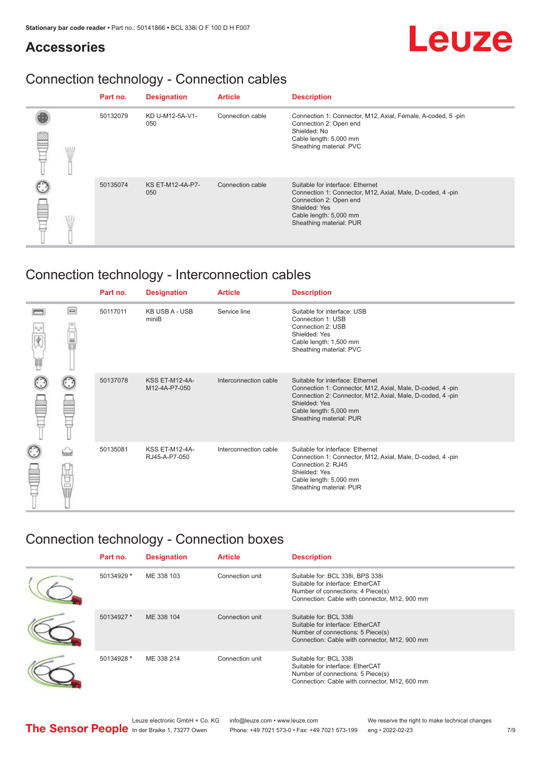## Accessories

### Connection technology - Connection cables

| | Part no. | Designation | Article | Description |
|---|---|---|---|---|
| | 50132079 | KD U-M12-5A-V1-050 | Connection cable | Connection 1: Connector, M12, Axial, Female, A-coded, 5 -pin<br>Connection 2: Open end<br>Shielded: No<br>Cable length: 5,000 mm<br>Sheathing material: PVC |
| | 50135074 | KS ET-M12-4A-P7-050 | Connection cable | Suitable for interface: Ethernet<br>Connection 1: Connector, M12, Axial, Male, D-coded, 4 -pin<br>Connection 2: Open end<br>Shielded: Yes<br>Cable length: 5,000 mm<br>Sheathing material: PUR |

### Connection technology - Interconnection cables

| | Part no. | Designation | Article | Description |
|---|---|---|---|---|
| | 50117011 | KB USB A - USB miniB | Service line | Suitable for interface: USB<br>Connection 1: USB<br>Connection 2: USB<br>Shielded: Yes<br>Cable length: 1,500 mm<br>Sheathing material: PVC |
| | 50137078 | KSS ET-M12-4A-M12-4A-P7-050 | Interconnection cable | Suitable for interface: Ethernet<br>Connection 1: Connector, M12, Axial, Male, D-coded, 4 -pin<br>Connection 2: Connector, M12, Axial, Male, D-coded, 4 -pin<br>Shielded: Yes<br>Cable length: 5,000 mm<br>Sheathing material: PUR |
| | 50135081 | KSS ET-M12-4A-RJ45-A-P7-050 | Interconnection cable | Suitable for interface: Ethernet<br>Connection 1: Connector, M12, Axial, Male, D-coded, 4 -pin<br>Connection 2: RJ45<br>Shielded: Yes<br>Cable length: 5,000 mm<br>Sheathing material: PUR |

### Connection technology - Connection boxes

| | Part no. | Designation | Article | Description |
|---|---|---|---|---|
| | 50134929 * | ME 338 103 | Connection unit | Suitable for: BCL 338i, BPS 338i<br>Suitable for interface: EtherCAT<br>Number of connections: 4 Piece(s)<br>Connection: Cable with connector, M12, 900 mm |
| | 50134927 * | ME 338 104 | Connection unit | Suitable for: BCL 338i<br>Suitable for interface: EtherCAT<br>Number of connections: 5 Piece(s)<br>Connection: Cable with connector, M12, 900 mm |
| | 50134928 * | ME 338 214 | Connection unit | Suitable for: BCL 338i<br>Suitable for interface: EtherCAT<br>Number of connections: 5 Piece(s)<br>Connection: Cable with connector, M12, 600 mm |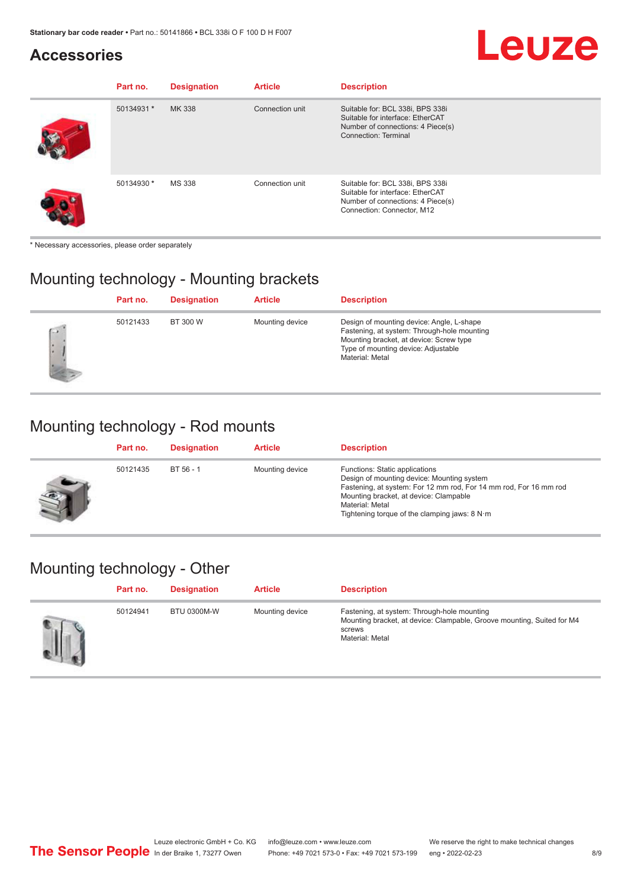## Accessories

| Part no. | Designation | Article | Description |
|---|---|---|---|
| 50134931 * | MK 338 | Connection unit | Suitable for: BCL 338i, BPS 338i<br>Suitable for interface: EtherCAT<br>Number of connections: 4 Piece(s)<br>Connection: Terminal |
| 50134930 * | MS 338 | Connection unit | Suitable for: BCL 338i, BPS 338i<br>Suitable for interface: EtherCAT<br>Number of connections: 4 Piece(s)<br>Connection: Connector, M12 |

* Necessary accessories, please order separately

## Mounting technology - Mounting brackets

| Part no. | Designation | Article | Description |
|---|---|---|---|
| 50121433 | BT 300 W | Mounting device | Design of mounting device: Angle, L-shape<br>Fastening, at system: Through-hole mounting<br>Mounting bracket, at device: Screw type<br>Type of mounting device: Adjustable<br>Material: Metal |

## Mounting technology - Rod mounts

| Part no. | Designation | Article | Description |
|---|---|---|---|
| 50121435 | BT 56 - 1 | Mounting device | Functions: Static applications<br>Design of mounting device: Mounting system<br>Fastening, at system: For 12 mm rod, For 14 mm rod, For 16 mm rod<br>Mounting bracket, at device: Clampable<br>Material: Metal<br>Tightening torque of the clamping jaws: 8 N·m |

## Mounting technology - Other

| Part no. | Designation | Article | Description |
|---|---|---|---|
| 50124941 | BTU 0300M-W | Mounting device | Fastening, at system: Through-hole mounting<br>Mounting bracket, at device: Clampable, Groove mounting, Suited for M4 screws<br>Material: Metal |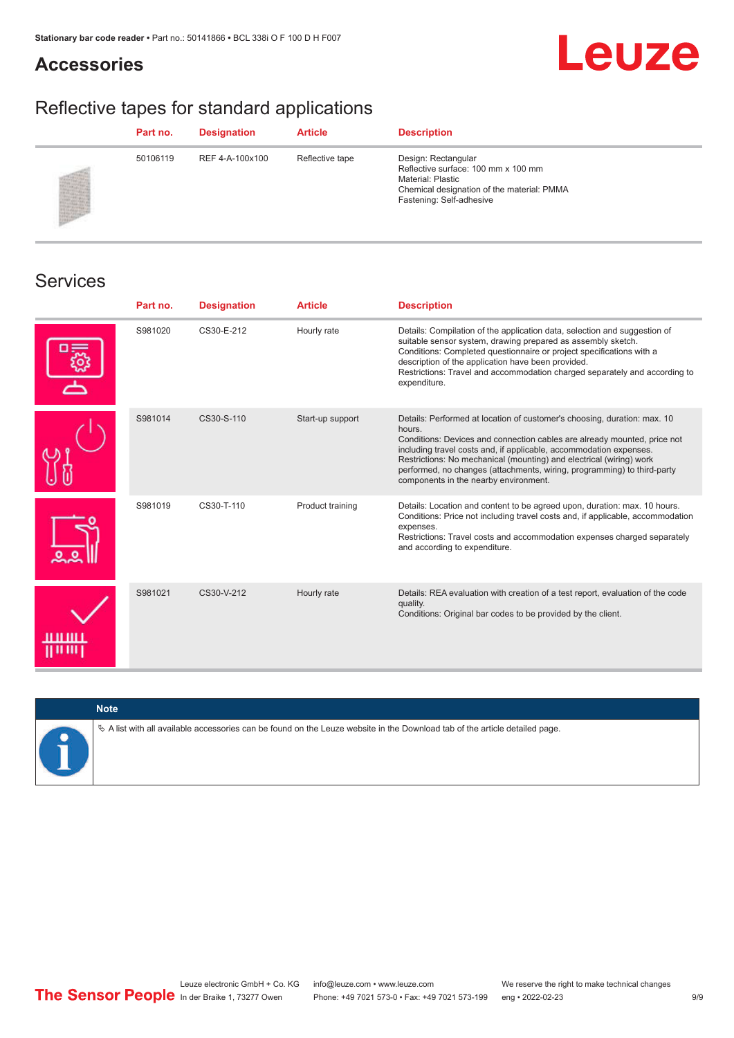## Accessories

### Reflective tapes for standard applications

| | Part no. | Designation | Article | Description |
|---|---|---|---|---|
| | 50106119 | REF 4-A-100x100 | Reflective tape | Design: Rectangular<br>Reflective surface: 100 mm x 100 mm<br>Material: Plastic<br>Chemical designation of the material: PMMA<br>Fastening: Self-adhesive |

### Services

| | Part no. | Designation | Article | Description |
|---|---|---|---|---|
| | S981020 | CS30-E-212 | Hourly rate | Details: Compilation of the application data, selection and suggestion of suitable sensor system, drawing prepared as assembly sketch.<br>Conditions: Completed questionnaire or project specifications with a description of the application have been provided.<br>Restrictions: Travel and accommodation charged separately and according to expenditure. |
| | S981014 | CS30-S-110 | Start-up support | Details: Performed at location of customer's choosing, duration: max. 10 hours.<br>Conditions: Devices and connection cables are already mounted, price not including travel costs and, if applicable, accommodation expenses.<br>Restrictions: No mechanical (mounting) and electrical (wiring) work performed, no changes (attachments, wiring, programming) to third-party components in the nearby environment. |
| | S981019 | CS30-T-110 | Product training | Details: Location and content to be agreed upon, duration: max. 10 hours.<br>Conditions: Price not including travel costs and, if applicable, accommodation expenses.<br>Restrictions: Travel costs and accommodation expenses charged separately and according to expenditure. |
| | S981021 | CS30-V-212 | Hourly rate | Details: REA evaluation with creation of a test report, evaluation of the code quality.<br>Conditions: Original bar codes to be provided by the client. |

**Note**

A list with all available accessories can be found on the Leuze website in the Download tab of the article detailed page.